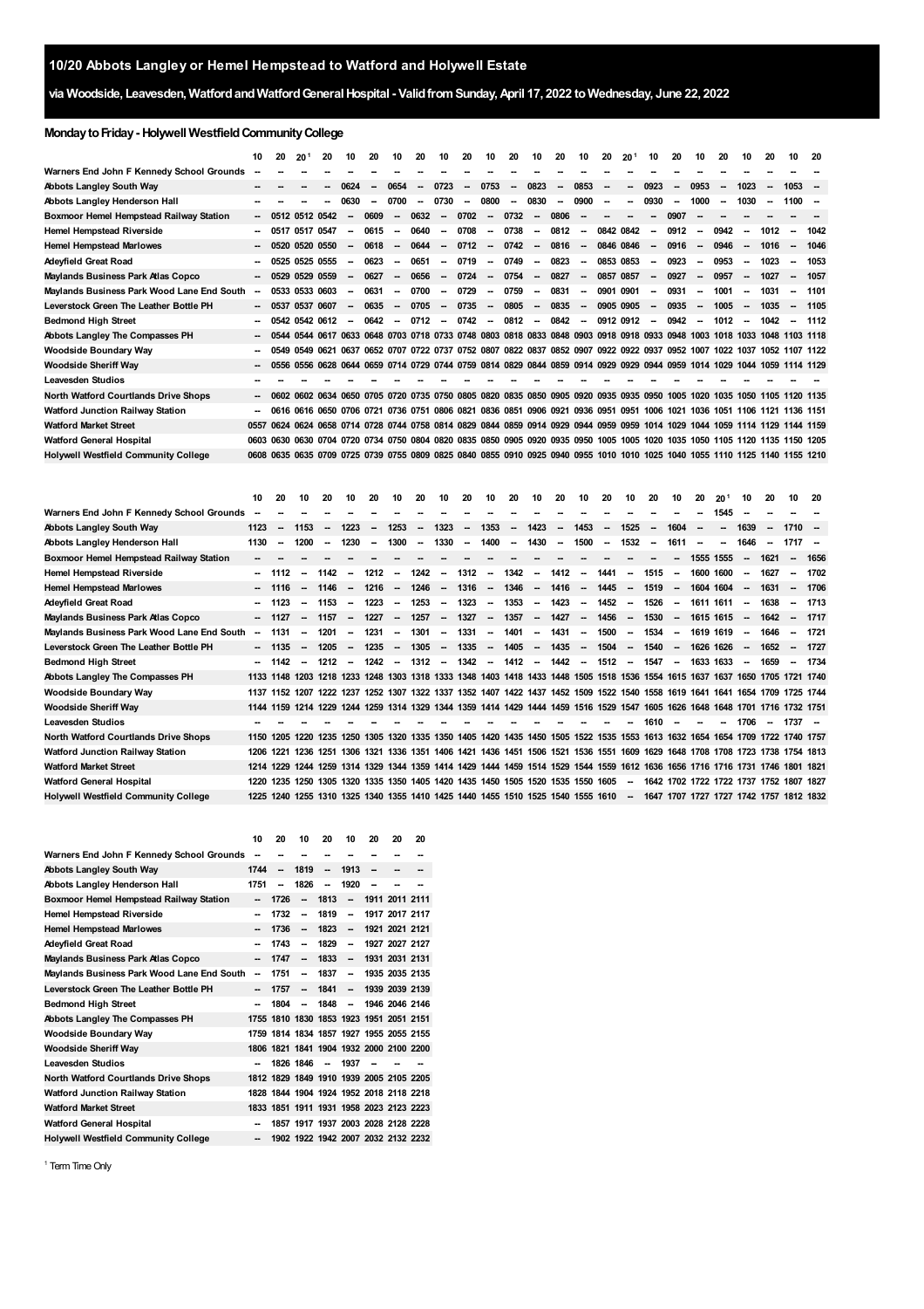# 10/20 Abbots Langley or Hemel Hempstead to Watford and Holywell Estate

## via Woodside, Leavesden, Watford and Watford General Hospital - Valid from Sunday, April 17, 2022 to Wednesday, June 22, 2022

### Monday to Friday - Holywell Westfield Community College

| | 10 | 20 | 20[1] | 20 | 10 | 20 | 10 | 20 | 10 | 20 | 10 | 20 | 10 | 20 | 10 | 20 | 20[1] | 10 | 20 | 10 | 20 | 10 | 20 | 10 | 20 |
|---|---|---|---|---|---|---|---|---|---|---|---|---|---|---|---|---|---|---|---|---|---|---|---|---|---|
| Warners End John F Kennedy School Grounds | -- | -- | -- | -- | -- | -- | -- | -- | -- | -- | -- | -- | -- | -- | -- | -- | -- | -- | -- | -- | -- | -- | -- | -- | -- |
| Abbots Langley South Way | -- | -- | -- | -- | 0624 | -- | 0654 | -- | 0723 | -- | 0753 | -- | 0823 | -- | 0853 | -- | -- | 0923 | -- | 0953 | -- | 1023 | -- | 1053 | -- |
| Abbots Langley Henderson Hall | -- | -- | -- | -- | 0630 | -- | 0700 | -- | 0730 | -- | 0800 | -- | 0830 | -- | 0900 | -- | -- | 0930 | -- | 1000 | -- | 1030 | -- | 1100 | -- |
| Boxmoor Hemel Hempstead Railway Station | -- | 0512 | 0512 | 0542 | -- | 0609 | -- | 0632 | -- | 0702 | -- | 0732 | -- | 0806 | -- | -- | -- | -- | 0907 | -- | -- | -- | -- | -- | -- |
| Hemel Hempstead Riverside | -- | 0517 | 0517 | 0547 | -- | 0615 | -- | 0640 | -- | 0708 | -- | 0738 | -- | 0812 | -- | 0842 | 0842 | -- | 0912 | -- | 0942 | -- | 1012 | -- | 1042 |
| Hemel Hempstead Marlowes | -- | 0520 | 0520 | 0550 | -- | 0618 | -- | 0644 | -- | 0712 | -- | 0742 | -- | 0816 | -- | 0846 | 0846 | -- | 0916 | -- | 0946 | -- | 1016 | -- | 1046 |
| Adeyfield Great Road | -- | 0525 | 0525 | 0555 | -- | 0623 | -- | 0651 | -- | 0719 | -- | 0749 | -- | 0823 | -- | 0853 | 0853 | -- | 0923 | -- | 0953 | -- | 1023 | -- | 1053 |
| Maylands Business Park Atlas Copco | -- | 0529 | 0529 | 0559 | -- | 0627 | -- | 0656 | -- | 0724 | -- | 0754 | -- | 0827 | -- | 0857 | 0857 | -- | 0927 | -- | 0957 | -- | 1027 | -- | 1057 |
| Maylands Business Park Wood Lane End South | -- | 0533 | 0533 | 0603 | -- | 0631 | -- | 0700 | -- | 0729 | -- | 0759 | -- | 0831 | -- | 0901 | 0901 | -- | 0931 | -- | 1001 | -- | 1031 | -- | 1101 |
| Leverstock Green The Leather Bottle PH | -- | 0537 | 0537 | 0607 | -- | 0635 | -- | 0705 | -- | 0735 | -- | 0805 | -- | 0835 | -- | 0905 | 0905 | -- | 0935 | -- | 1005 | -- | 1035 | -- | 1105 |
| Bedmond High Street | -- | 0542 | 0542 | 0612 | -- | 0642 | -- | 0712 | -- | 0742 | -- | 0812 | -- | 0842 | -- | 0912 | 0912 | -- | 0942 | -- | 1012 | -- | 1042 | -- | 1112 |
| Abbots Langley The Compasses PH | -- | 0544 | 0544 | 0617 | 0633 | 0648 | 0703 | 0718 | 0733 | 0748 | 0803 | 0818 | 0833 | 0848 | 0903 | 0918 | 0918 | 0933 | 0948 | 1003 | 1018 | 1033 | 1048 | 1103 | 1118 |
| Woodside Boundary Way | -- | 0549 | 0549 | 0621 | 0637 | 0652 | 0707 | 0722 | 0737 | 0752 | 0807 | 0822 | 0837 | 0852 | 0907 | 0922 | 0922 | 0937 | 0952 | 1007 | 1022 | 1037 | 1052 | 1107 | 1122 |
| Woodside Sheriff Way | -- | 0556 | 0556 | 0628 | 0644 | 0659 | 0714 | 0729 | 0744 | 0759 | 0814 | 0829 | 0844 | 0859 | 0914 | 0929 | 0929 | 0944 | 0959 | 1014 | 1029 | 1044 | 1059 | 1114 | 1129 |
| Leavesden Studios | -- | -- | -- | -- | -- | -- | -- | -- | -- | -- | -- | -- | -- | -- | -- | -- | -- | -- | -- | -- | -- | -- | -- | -- | -- |
| North Watford Courtlands Drive Shops | -- | 0602 | 0602 | 0634 | 0650 | 0705 | 0720 | 0735 | 0750 | 0805 | 0820 | 0835 | 0850 | 0905 | 0920 | 0935 | 0935 | 0950 | 1005 | 1020 | 1035 | 1050 | 1105 | 1120 | 1135 |
| Watford Junction Railway Station | -- | 0616 | 0616 | 0650 | 0706 | 0721 | 0736 | 0751 | 0806 | 0821 | 0836 | 0851 | 0906 | 0921 | 0936 | 0951 | 0951 | 1006 | 1021 | 1036 | 1051 | 1106 | 1121 | 1136 | 1151 |
| Watford Market Street | 0557 | 0624 | 0624 | 0658 | 0714 | 0728 | 0744 | 0758 | 0814 | 0829 | 0844 | 0859 | 0914 | 0929 | 0944 | 0959 | 0959 | 1014 | 1029 | 1044 | 1059 | 1114 | 1129 | 1144 | 1159 |
| Watford General Hospital | 0603 | 0630 | 0630 | 0704 | 0720 | 0734 | 0750 | 0804 | 0820 | 0835 | 0850 | 0905 | 0920 | 0935 | 0950 | 1005 | 1005 | 1020 | 1035 | 1050 | 1105 | 1120 | 1135 | 1150 | 1205 |
| Holywell Westfield Community College | 0608 | 0635 | 0635 | 0709 | 0725 | 0739 | 0755 | 0809 | 0825 | 0840 | 0855 | 0910 | 0925 | 0940 | 0955 | 1010 | 1010 | 1025 | 1040 | 1055 | 1110 | 1125 | 1140 | 1155 | 1210 |

| | 10 | 20 | 10 | 20 | 10 | 20 | 10 | 20 | 10 | 20 | 10 | 20 | 10 | 20 | 10 | 20 | 10 | 20 | 10 | 20 | 20[1] | 10 | 20 | 10 | 20 |
|---|---|---|---|---|---|---|---|---|---|---|---|---|---|---|---|---|---|---|---|---|---|---|---|---|---|
| Warners End John F Kennedy School Grounds | -- | -- | -- | -- | -- | -- | -- | -- | -- | -- | -- | -- | -- | -- | -- | -- | -- | -- | -- | -- | 1545 | -- | -- | -- | -- |
| Abbots Langley South Way | 1123 | -- | 1153 | -- | 1223 | -- | 1253 | -- | 1323 | -- | 1353 | -- | 1423 | -- | 1453 | -- | 1525 | -- | 1604 | -- | -- | 1639 | -- | 1710 | -- |
| Abbots Langley Henderson Hall | 1130 | -- | 1200 | -- | 1230 | -- | 1300 | -- | 1330 | -- | 1400 | -- | 1430 | -- | 1500 | -- | 1532 | -- | 1611 | -- | -- | 1646 | -- | 1717 | -- |
| Boxmoor Hemel Hempstead Railway Station | -- | -- | -- | -- | -- | -- | -- | -- | -- | -- | -- | -- | -- | -- | -- | -- | -- | -- | -- | 1555 | 1555 | -- | 1621 | -- | 1656 |
| Hemel Hempstead Riverside | -- | 1112 | -- | 1142 | -- | 1212 | -- | 1242 | -- | 1312 | -- | 1342 | -- | 1412 | -- | 1441 | -- | 1515 | -- | 1600 | 1600 | -- | 1627 | -- | 1702 |
| Hemel Hempstead Marlowes | -- | 1116 | -- | 1146 | -- | 1216 | -- | 1246 | -- | 1316 | -- | 1346 | -- | 1416 | -- | 1445 | -- | 1519 | -- | 1604 | 1604 | -- | 1631 | -- | 1706 |
| Adeyfield Great Road | -- | 1123 | -- | 1153 | -- | 1223 | -- | 1253 | -- | 1323 | -- | 1353 | -- | 1423 | -- | 1452 | -- | 1526 | -- | 1611 | 1611 | -- | 1638 | -- | 1713 |
| Maylands Business Park Atlas Copco | -- | 1127 | -- | 1157 | -- | 1227 | -- | 1257 | -- | 1327 | -- | 1357 | -- | 1427 | -- | 1456 | -- | 1530 | -- | 1615 | 1615 | -- | 1642 | -- | 1717 |
| Maylands Business Park Wood Lane End South | -- | 1131 | -- | 1201 | -- | 1231 | -- | 1301 | -- | 1331 | -- | 1401 | -- | 1431 | -- | 1500 | -- | 1534 | -- | 1619 | 1619 | -- | 1646 | -- | 1721 |
| Leverstock Green The Leather Bottle PH | -- | 1135 | -- | 1205 | -- | 1235 | -- | 1305 | -- | 1335 | -- | 1405 | -- | 1435 | -- | 1504 | -- | 1540 | -- | 1626 | 1626 | -- | 1652 | -- | 1727 |
| Bedmond High Street | -- | 1142 | -- | 1212 | -- | 1242 | -- | 1312 | -- | 1342 | -- | 1412 | -- | 1442 | -- | 1512 | -- | 1547 | -- | 1633 | 1633 | -- | 1659 | -- | 1734 |
| Abbots Langley The Compasses PH | 1133 | 1148 | 1203 | 1218 | 1233 | 1248 | 1303 | 1318 | 1333 | 1348 | 1403 | 1418 | 1433 | 1448 | 1505 | 1518 | 1536 | 1554 | 1615 | 1637 | 1637 | 1650 | 1705 | 1721 | 1740 |
| Woodside Boundary Way | 1137 | 1152 | 1207 | 1222 | 1237 | 1252 | 1307 | 1322 | 1337 | 1352 | 1407 | 1422 | 1437 | 1452 | 1509 | 1522 | 1540 | 1558 | 1619 | 1641 | 1641 | 1654 | 1709 | 1725 | 1744 |
| Woodside Sheriff Way | 1144 | 1159 | 1214 | 1229 | 1244 | 1259 | 1314 | 1329 | 1344 | 1359 | 1414 | 1429 | 1444 | 1459 | 1516 | 1529 | 1547 | 1605 | 1626 | 1648 | 1648 | 1701 | 1716 | 1732 | 1751 |
| Leavesden Studios | -- | -- | -- | -- | -- | -- | -- | -- | -- | -- | -- | -- | -- | -- | -- | -- | -- | -- | 1610 | -- | -- | 1706 | -- | 1737 | -- |
| North Watford Courtlands Drive Shops | 1150 | 1205 | 1220 | 1235 | 1250 | 1305 | 1320 | 1335 | 1350 | 1405 | 1420 | 1435 | 1450 | 1505 | 1522 | 1535 | 1553 | 1613 | 1632 | 1654 | 1654 | 1709 | 1722 | 1740 | 1757 |
| Watford Junction Railway Station | 1206 | 1221 | 1236 | 1251 | 1306 | 1321 | 1336 | 1351 | 1406 | 1421 | 1436 | 1451 | 1506 | 1521 | 1536 | 1551 | 1609 | 1629 | 1648 | 1708 | 1708 | 1723 | 1738 | 1754 | 1813 |
| Watford Market Street | 1214 | 1229 | 1244 | 1259 | 1314 | 1329 | 1344 | 1359 | 1414 | 1429 | 1444 | 1459 | 1514 | 1529 | 1544 | 1559 | 1612 | 1636 | 1656 | 1716 | 1716 | 1731 | 1746 | 1801 | 1821 |
| Watford General Hospital | 1220 | 1235 | 1250 | 1305 | 1320 | 1335 | 1350 | 1405 | 1420 | 1435 | 1450 | 1505 | 1520 | 1535 | 1550 | 1605 | -- | 1642 | 1702 | 1722 | 1722 | 1737 | 1752 | 1807 | 1827 |
| Holywell Westfield Community College | 1225 | 1240 | 1255 | 1310 | 1325 | 1340 | 1355 | 1410 | 1425 | 1440 | 1455 | 1510 | 1525 | 1540 | 1555 | 1610 | -- | 1647 | 1707 | 1727 | 1727 | 1742 | 1757 | 1812 | 1832 |

| | 10 | 20 | 10 | 20 | 10 | 20 | 20 | 20 |
|---|---|---|---|---|---|---|---|---|
| Warners End John F Kennedy School Grounds | -- | -- | -- | -- | -- | -- | -- | -- |
| Abbots Langley South Way | 1744 | -- | 1819 | -- | 1913 | -- | -- | -- |
| Abbots Langley Henderson Hall | 1751 | -- | 1826 | -- | 1920 | -- | -- | -- |
| Boxmoor Hemel Hempstead Railway Station | -- | 1726 | -- | 1813 | -- | 1911 | 2011 | 2111 |
| Hemel Hempstead Riverside | -- | 1732 | -- | 1819 | -- | 1917 | 2017 | 2117 |
| Hemel Hempstead Marlowes | -- | 1736 | -- | 1823 | -- | 1921 | 2021 | 2121 |
| Adeyfield Great Road | -- | 1743 | -- | 1829 | -- | 1927 | 2027 | 2127 |
| Maylands Business Park Atlas Copco | -- | 1747 | -- | 1833 | -- | 1931 | 2031 | 2131 |
| Maylands Business Park Wood Lane End South | -- | 1751 | -- | 1837 | -- | 1935 | 2035 | 2135 |
| Leverstock Green The Leather Bottle PH | -- | 1757 | -- | 1841 | -- | 1939 | 2039 | 2139 |
| Bedmond High Street | -- | 1804 | -- | 1848 | -- | 1946 | 2046 | 2146 |
| Abbots Langley The Compasses PH | 1755 | 1810 | 1830 | 1853 | 1923 | 1951 | 2051 | 2151 |
| Woodside Boundary Way | 1759 | 1814 | 1834 | 1857 | 1927 | 1955 | 2055 | 2155 |
| Woodside Sheriff Way | 1806 | 1821 | 1841 | 1904 | 1932 | 2000 | 2100 | 2200 |
| Leavesden Studios | -- | 1826 | 1846 | -- | 1937 | -- | -- | -- |
| North Watford Courtlands Drive Shops | 1812 | 1829 | 1849 | 1910 | 1939 | 2005 | 2105 | 2205 |
| Watford Junction Railway Station | 1828 | 1844 | 1904 | 1924 | 1952 | 2018 | 2118 | 2218 |
| Watford Market Street | 1833 | 1851 | 1911 | 1931 | 1958 | 2023 | 2123 | 2223 |
| Watford General Hospital | -- | 1857 | 1917 | 1937 | 2003 | 2028 | 2128 | 2228 |
| Holywell Westfield Community College | -- | 1902 | 1922 | 1942 | 2007 | 2032 | 2132 | 2232 |

[1] Term Time Only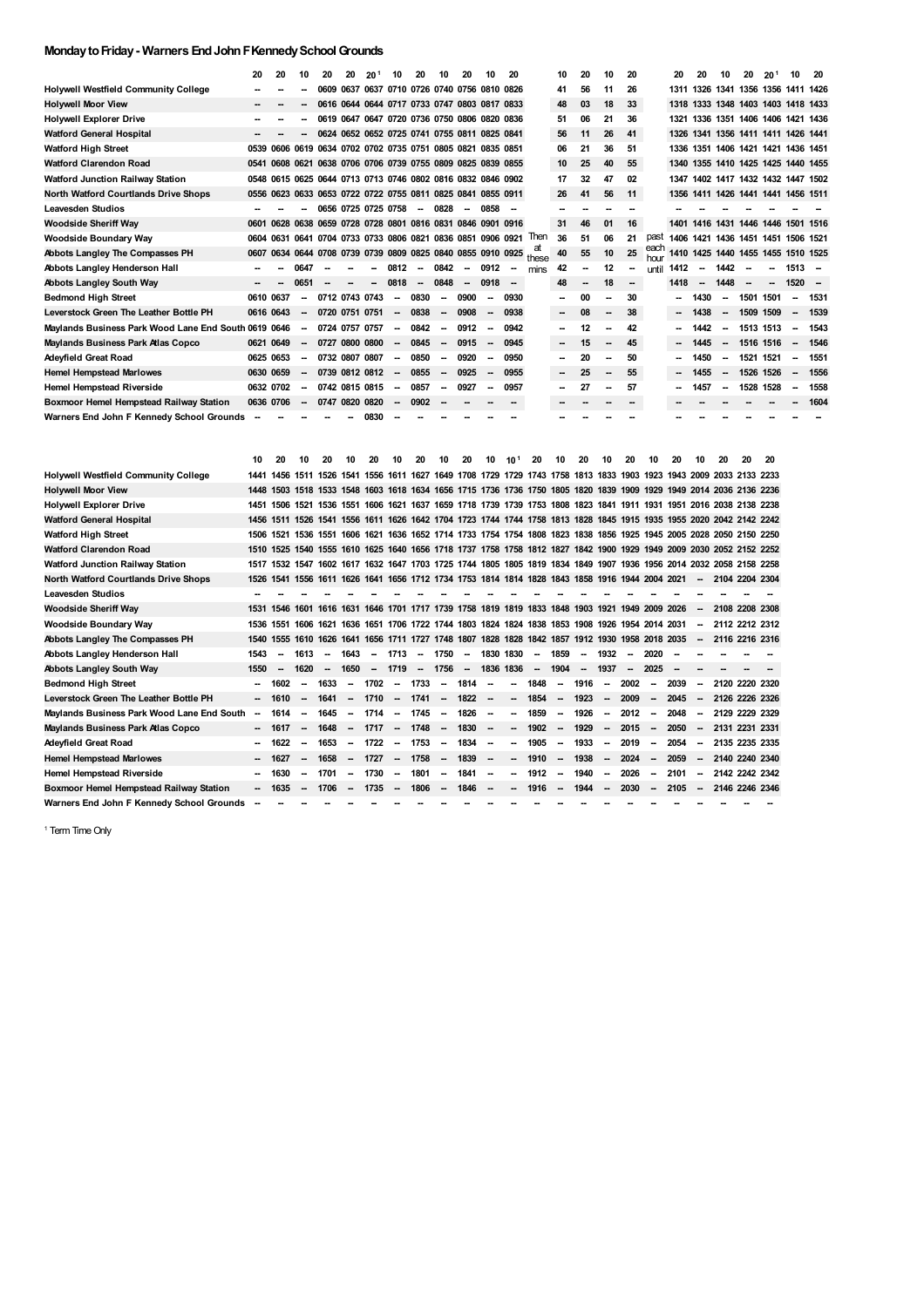## Monday to Friday - Warners End John F Kennedy School Grounds

| Stop | 20 | 20 | 10 | 20 | 20 | 20[1] | 10 | 20 | 10 | 20 | 10 | 20 | | 10 | 20 | 10 | 20 | | 20 | 20 | 10 | 20 | 20[1] | 10 | 20 |
|---|---|---|---|---|---|---|---|---|---|---|---|---|---|---|---|---|---|---|---|---|---|---|---|---|---|
| Holywell Westfield Community College | -- | -- | -- | 0609 | 0637 | 0637 | 0710 | 0726 | 0740 | 0756 | 0810 | 0826 | | 41 | 56 | 11 | 26 | | 1311 | 1326 | 1341 | 1356 | 1356 | 1411 | 1426 |
| Holywell Moor View | -- | -- | -- | 0616 | 0644 | 0644 | 0717 | 0733 | 0747 | 0803 | 0817 | 0833 | | 48 | 03 | 18 | 33 | | 1318 | 1333 | 1348 | 1403 | 1403 | 1418 | 1433 |
| Holywell Explorer Drive | -- | -- | -- | 0619 | 0647 | 0647 | 0720 | 0736 | 0750 | 0806 | 0820 | 0836 | | 51 | 06 | 21 | 36 | | 1321 | 1336 | 1351 | 1406 | 1406 | 1421 | 1436 |
| Watford General Hospital | -- | -- | -- | 0624 | 0652 | 0652 | 0725 | 0741 | 0755 | 0811 | 0825 | 0841 | | 56 | 11 | 26 | 41 | | 1326 | 1341 | 1356 | 1411 | 1411 | 1426 | 1441 |
| Watford High Street | 0539 | 0606 | 0619 | 0634 | 0702 | 0702 | 0735 | 0751 | 0805 | 0821 | 0835 | 0851 | | 06 | 21 | 36 | 51 | | 1336 | 1351 | 1406 | 1421 | 1421 | 1436 | 1451 |
| Watford Clarendon Road | 0541 | 0608 | 0621 | 0638 | 0706 | 0706 | 0739 | 0755 | 0809 | 0825 | 0839 | 0855 | | 10 | 25 | 40 | 55 | | 1340 | 1355 | 1410 | 1425 | 1425 | 1440 | 1455 |
| Watford Junction Railway Station | 0548 | 0615 | 0625 | 0644 | 0713 | 0713 | 0746 | 0802 | 0816 | 0832 | 0846 | 0902 | | 17 | 32 | 47 | 02 | | 1347 | 1402 | 1417 | 1432 | 1432 | 1447 | 1502 |
| North Watford Courtlands Drive Shops | 0556 | 0623 | 0633 | 0653 | 0722 | 0722 | 0755 | 0811 | 0825 | 0841 | 0855 | 0911 | | 26 | 41 | 56 | 11 | | 1356 | 1411 | 1426 | 1441 | 1441 | 1456 | 1511 |
| Leavesden Studios | -- | -- | -- | 0656 | 0725 | 0725 | 0758 | -- | 0828 | -- | 0858 | -- | | -- | -- | -- | -- | | -- | -- | -- | -- | -- | -- | -- |
| Woodside Sheriff Way | 0601 | 0628 | 0638 | 0659 | 0728 | 0728 | 0801 | 0816 | 0831 | 0846 | 0901 | 0916 | | 31 | 46 | 01 | 16 | | 1401 | 1416 | 1431 | 1446 | 1446 | 1501 | 1516 |
| Woodside Boundary Way | 0604 | 0631 | 0641 | 0704 | 0733 | 0733 | 0806 | 0821 | 0836 | 0851 | 0906 | 0921 | Then | 36 | 51 | 06 | 21 | past | 1406 | 1421 | 1436 | 1451 | 1451 | 1506 | 1521 |
| Abbots Langley The Compasses PH | 0607 | 0634 | 0644 | 0708 | 0739 | 0739 | 0809 | 0825 | 0840 | 0855 | 0910 | 0925 | at these | 40 | 55 | 10 | 25 | each hour | 1410 | 1425 | 1440 | 1455 | 1455 | 1510 | 1525 |
| Abbots Langley Henderson Hall | -- | -- | 0647 | -- | -- | -- | 0812 | -- | 0842 | -- | 0912 | -- | mins | 42 | -- | 12 | -- | until | 1412 | -- | 1442 | -- | -- | 1513 | -- |
| Abbots Langley South Way | -- | -- | 0651 | -- | -- | -- | 0818 | -- | 0848 | -- | 0918 | -- | | 48 | -- | 18 | -- | | 1418 | -- | 1448 | -- | -- | 1520 | -- |
| Bedmond High Street | 0610 | 0637 | -- | 0712 | 0743 | 0743 | -- | 0830 | -- | 0900 | -- | 0930 | | -- | 00 | -- | 30 | | -- | 1430 | -- | 1501 | 1501 | -- | 1531 |
| Leverstock Green The Leather Bottle PH | 0616 | 0643 | -- | 0720 | 0751 | 0751 | -- | 0838 | -- | 0908 | -- | 0938 | | -- | 08 | -- | 38 | | -- | 1438 | -- | 1509 | 1509 | -- | 1539 |
| Maylands Business Park Wood Lane End South | 0619 | 0646 | -- | 0724 | 0757 | 0757 | -- | 0842 | -- | 0912 | -- | 0942 | | -- | 12 | -- | 42 | | -- | 1442 | -- | 1513 | 1513 | -- | 1543 |
| Maylands Business Park Atlas Copco | 0621 | 0649 | -- | 0727 | 0800 | 0800 | -- | 0845 | -- | 0915 | -- | 0945 | | -- | 15 | -- | 45 | | -- | 1445 | -- | 1516 | 1516 | -- | 1546 |
| Adeyfield Great Road | 0625 | 0653 | -- | 0732 | 0807 | 0807 | -- | 0850 | -- | 0920 | -- | 0950 | | -- | 20 | -- | 50 | | -- | 1450 | -- | 1521 | 1521 | -- | 1551 |
| Hemel Hempstead Marlowes | 0630 | 0659 | -- | 0739 | 0812 | 0812 | -- | 0855 | -- | 0925 | -- | 0955 | | -- | 25 | -- | 55 | | -- | 1455 | -- | 1526 | 1526 | -- | 1556 |
| Hemel Hempstead Riverside | 0632 | 0702 | -- | 0742 | 0815 | 0815 | -- | 0857 | -- | 0927 | -- | 0957 | | -- | 27 | -- | 57 | | -- | 1457 | -- | 1528 | 1528 | -- | 1558 |
| Boxmoor Hemel Hempstead Railway Station | 0636 | 0706 | -- | 0747 | 0820 | 0820 | -- | 0902 | -- | -- | -- | -- | | -- | -- | -- | -- | | -- | -- | -- | -- | -- | -- | 1604 |
| Warners End John F Kennedy School Grounds | -- | -- | -- | -- | -- | 0830 | -- | -- | -- | -- | -- | -- | | -- | -- | -- | -- | | -- | -- | -- | -- | -- | -- | -- |

| Stop | 10 | 20 | 10 | 20 | 10 | 20 | 10 | 20 | 10 | 20 | 10 | 10[1] | 20 | 10 | 20 | 10 | 20 | 10 | 20 | 10 | 20 | 20 | 20 |
|---|---|---|---|---|---|---|---|---|---|---|---|---|---|---|---|---|---|---|---|---|---|---|---|
| Holywell Westfield Community College | 1441 | 1456 | 1511 | 1526 | 1541 | 1556 | 1611 | 1627 | 1649 | 1708 | 1729 | 1729 | 1743 | 1758 | 1813 | 1833 | 1903 | 1923 | 1943 | 2009 | 2033 | 2133 | 2233 |
| Holywell Moor View | 1448 | 1503 | 1518 | 1533 | 1548 | 1603 | 1618 | 1634 | 1656 | 1715 | 1736 | 1736 | 1750 | 1805 | 1820 | 1839 | 1909 | 1929 | 1949 | 2014 | 2036 | 2136 | 2236 |
| Holywell Explorer Drive | 1451 | 1506 | 1521 | 1536 | 1551 | 1606 | 1621 | 1637 | 1659 | 1718 | 1739 | 1739 | 1753 | 1808 | 1823 | 1841 | 1911 | 1931 | 1951 | 2016 | 2038 | 2138 | 2238 |
| Watford General Hospital | 1456 | 1511 | 1526 | 1541 | 1556 | 1611 | 1626 | 1642 | 1704 | 1723 | 1744 | 1744 | 1758 | 1813 | 1828 | 1845 | 1915 | 1935 | 1955 | 2020 | 2042 | 2142 | 2242 |
| Watford High Street | 1506 | 1521 | 1536 | 1551 | 1606 | 1621 | 1636 | 1652 | 1714 | 1733 | 1754 | 1754 | 1808 | 1823 | 1838 | 1856 | 1925 | 1945 | 2005 | 2028 | 2050 | 2150 | 2250 |
| Watford Clarendon Road | 1510 | 1525 | 1540 | 1555 | 1610 | 1625 | 1640 | 1656 | 1718 | 1737 | 1758 | 1758 | 1812 | 1827 | 1842 | 1900 | 1929 | 1949 | 2009 | 2030 | 2052 | 2152 | 2252 |
| Watford Junction Railway Station | 1517 | 1532 | 1547 | 1602 | 1617 | 1632 | 1647 | 1703 | 1725 | 1744 | 1805 | 1805 | 1819 | 1834 | 1849 | 1907 | 1936 | 1956 | 2014 | 2032 | 2058 | 2158 | 2258 |
| North Watford Courtlands Drive Shops | 1526 | 1541 | 1556 | 1611 | 1626 | 1641 | 1656 | 1712 | 1734 | 1753 | 1814 | 1814 | 1828 | 1843 | 1858 | 1916 | 1944 | 2004 | 2021 | -- | 2104 | 2204 | 2304 |
| Leavesden Studios | -- | -- | -- | -- | -- | -- | -- | -- | -- | -- | -- | -- | -- | -- | -- | -- | -- | -- | -- | -- | -- | -- | -- |
| Woodside Sheriff Way | 1531 | 1546 | 1601 | 1616 | 1631 | 1646 | 1701 | 1717 | 1739 | 1758 | 1819 | 1819 | 1833 | 1848 | 1903 | 1921 | 1949 | 2009 | 2026 | -- | 2108 | 2208 | 2308 |
| Woodside Boundary Way | 1536 | 1551 | 1606 | 1621 | 1636 | 1651 | 1706 | 1722 | 1744 | 1803 | 1824 | 1824 | 1838 | 1853 | 1908 | 1926 | 1954 | 2014 | 2031 | -- | 2112 | 2212 | 2312 |
| Abbots Langley The Compasses PH | 1540 | 1555 | 1610 | 1626 | 1641 | 1656 | 1711 | 1727 | 1748 | 1807 | 1828 | 1828 | 1842 | 1857 | 1912 | 1930 | 1958 | 2018 | 2035 | -- | 2116 | 2216 | 2316 |
| Abbots Langley Henderson Hall | 1543 | -- | 1613 | -- | 1643 | -- | 1713 | -- | 1750 | -- | 1830 | 1830 | -- | 1859 | -- | 1932 | -- | 2020 | -- | -- | -- | -- | -- |
| Abbots Langley South Way | 1550 | -- | 1620 | -- | 1650 | -- | 1719 | -- | 1756 | -- | 1836 | 1836 | -- | 1904 | -- | 1937 | -- | 2025 | -- | -- | -- | -- | -- |
| Bedmond High Street | -- | 1602 | -- | 1633 | -- | 1702 | -- | 1733 | -- | 1814 | -- | -- | 1848 | -- | 1916 | -- | 2002 | -- | 2039 | -- | 2120 | 2220 | 2320 |
| Leverstock Green The Leather Bottle PH | -- | 1610 | -- | 1641 | -- | 1710 | -- | 1741 | -- | 1822 | -- | -- | 1854 | -- | 1923 | -- | 2009 | -- | 2045 | -- | 2126 | 2226 | 2326 |
| Maylands Business Park Wood Lane End South | -- | 1614 | -- | 1645 | -- | 1714 | -- | 1745 | -- | 1826 | -- | -- | 1859 | -- | 1926 | -- | 2012 | -- | 2048 | -- | 2129 | 2229 | 2329 |
| Maylands Business Park Atlas Copco | -- | 1617 | -- | 1648 | -- | 1717 | -- | 1748 | -- | 1830 | -- | -- | 1902 | -- | 1929 | -- | 2015 | -- | 2050 | -- | 2131 | 2231 | 2331 |
| Adeyfield Great Road | -- | 1622 | -- | 1653 | -- | 1722 | -- | 1753 | -- | 1834 | -- | -- | 1905 | -- | 1933 | -- | 2019 | -- | 2054 | -- | 2135 | 2235 | 2335 |
| Hemel Hempstead Marlowes | -- | 1627 | -- | 1658 | -- | 1727 | -- | 1758 | -- | 1839 | -- | -- | 1910 | -- | 1938 | -- | 2024 | -- | 2059 | -- | 2140 | 2240 | 2340 |
| Hemel Hempstead Riverside | -- | 1630 | -- | 1701 | -- | 1730 | -- | 1801 | -- | 1841 | -- | -- | 1912 | -- | 1940 | -- | 2026 | -- | 2101 | -- | 2142 | 2242 | 2342 |
| Boxmoor Hemel Hempstead Railway Station | -- | 1635 | -- | 1706 | -- | 1735 | -- | 1806 | -- | 1846 | -- | -- | 1916 | -- | 1944 | -- | 2030 | -- | 2105 | -- | 2146 | 2246 | 2346 |
| Warners End John F Kennedy School Grounds | -- | -- | -- | -- | -- | -- | -- | -- | -- | -- | -- | -- | -- | -- | -- | -- | -- | -- | -- | -- | -- | -- | -- |

[1] Term Time Only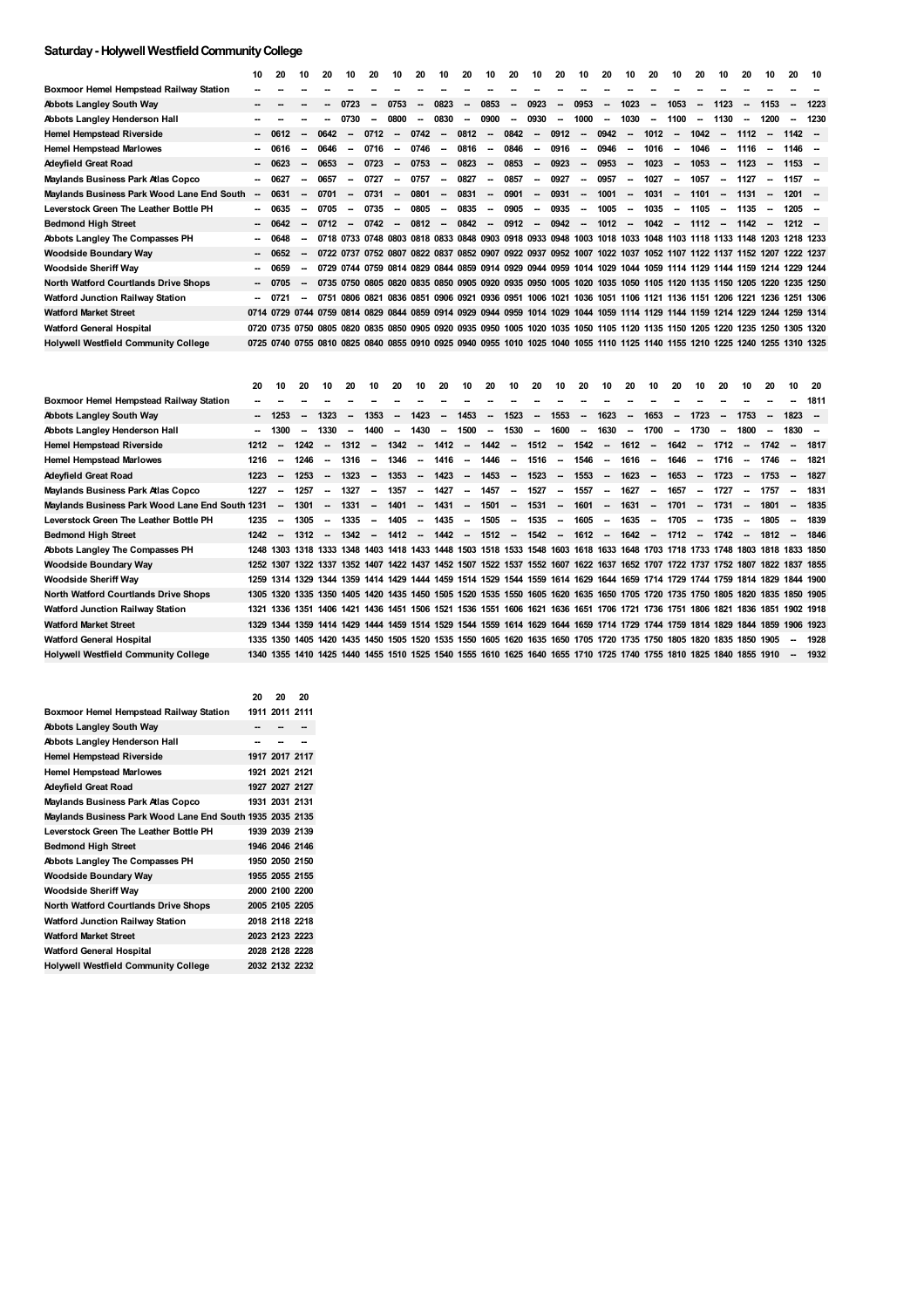## Saturday - Holywell Westfield Community College

| | 10 | 20 | 10 | 20 | 10 | 20 | 10 | 20 | 10 | 20 | 10 | 20 | 10 | 20 | 10 | 20 | 10 | 20 | 10 | 20 | 10 | 20 | 10 | 20 | 10 |
|---|---|---|---|---|---|---|---|---|---|---|---|---|---|---|---|---|---|---|---|---|---|---|---|---|---|
| Boxmoor Hemel Hempstead Railway Station | -- | -- | -- | -- | -- | -- | -- | -- | -- | -- | -- | -- | -- | -- | -- | -- | -- | -- | -- | -- | -- | -- | -- | -- | -- |
| Abbots Langley South Way | -- | -- | -- | -- | 0723 | -- | 0753 | -- | 0823 | -- | 0853 | -- | 0923 | -- | 0953 | -- | 1023 | -- | 1053 | -- | 1123 | -- | 1153 | -- | 1223 |
| Abbots Langley Henderson Hall | -- | -- | -- | -- | 0730 | -- | 0800 | -- | 0830 | -- | 0900 | -- | 0930 | -- | 1000 | -- | 1030 | -- | 1100 | -- | 1130 | -- | 1200 | -- | 1230 |
| Hemel Hempstead Riverside | -- | 0612 | -- | 0642 | -- | 0712 | -- | 0742 | -- | 0812 | -- | 0842 | -- | 0912 | -- | 0942 | -- | 1012 | -- | 1042 | -- | 1112 | -- | 1142 | -- |
| Hemel Hempstead Marlowes | -- | 0616 | -- | 0646 | -- | 0716 | -- | 0746 | -- | 0816 | -- | 0846 | -- | 0916 | -- | 0946 | -- | 1016 | -- | 1046 | -- | 1116 | -- | 1146 | -- |
| Adeyfield Great Road | -- | 0623 | -- | 0653 | -- | 0723 | -- | 0753 | -- | 0823 | -- | 0853 | -- | 0923 | -- | 0953 | -- | 1023 | -- | 1053 | -- | 1123 | -- | 1153 | -- |
| Maylands Business Park Atlas Copco | -- | 0627 | -- | 0657 | -- | 0727 | -- | 0757 | -- | 0827 | -- | 0857 | -- | 0927 | -- | 0957 | -- | 1027 | -- | 1057 | -- | 1127 | -- | 1157 | -- |
| Maylands Business Park Wood Lane End South | -- | 0631 | -- | 0701 | -- | 0731 | -- | 0801 | -- | 0831 | -- | 0901 | -- | 0931 | -- | 1001 | -- | 1031 | -- | 1101 | -- | 1131 | -- | 1201 | -- |
| Leverstock Green The Leather Bottle PH | -- | 0635 | -- | 0705 | -- | 0735 | -- | 0805 | -- | 0835 | -- | 0905 | -- | 0935 | -- | 1005 | -- | 1035 | -- | 1105 | -- | 1135 | -- | 1205 | -- |
| Bedmond High Street | -- | 0642 | -- | 0712 | -- | 0742 | -- | 0812 | -- | 0842 | -- | 0912 | -- | 0942 | -- | 1012 | -- | 1042 | -- | 1112 | -- | 1142 | -- | 1212 | -- |
| Abbots Langley The Compasses PH | -- | 0648 | -- | 0718 | 0733 | 0748 | 0803 | 0818 | 0833 | 0848 | 0903 | 0918 | 0933 | 0948 | 1003 | 1018 | 1033 | 1048 | 1103 | 1118 | 1133 | 1148 | 1203 | 1218 | 1233 |
| Woodside Boundary Way | -- | 0652 | -- | 0722 | 0737 | 0752 | 0807 | 0822 | 0837 | 0852 | 0907 | 0922 | 0937 | 0952 | 1007 | 1022 | 1037 | 1052 | 1107 | 1122 | 1137 | 1152 | 1207 | 1222 | 1237 |
| Woodside Sheriff Way | -- | 0659 | -- | 0729 | 0744 | 0759 | 0814 | 0829 | 0844 | 0859 | 0914 | 0929 | 0944 | 0959 | 1014 | 1029 | 1044 | 1059 | 1114 | 1129 | 1144 | 1159 | 1214 | 1229 | 1244 |
| North Watford Courtlands Drive Shops | -- | 0705 | -- | 0735 | 0750 | 0805 | 0820 | 0835 | 0850 | 0905 | 0920 | 0935 | 0950 | 1005 | 1020 | 1035 | 1050 | 1105 | 1120 | 1135 | 1150 | 1205 | 1220 | 1235 | 1250 |
| Watford Junction Railway Station | -- | 0721 | -- | 0751 | 0806 | 0821 | 0836 | 0851 | 0906 | 0921 | 0936 | 0951 | 1006 | 1021 | 1036 | 1051 | 1106 | 1121 | 1136 | 1151 | 1206 | 1221 | 1236 | 1251 | 1306 |
| Watford Market Street | 0714 | 0729 | 0744 | 0759 | 0814 | 0829 | 0844 | 0859 | 0914 | 0929 | 0944 | 0959 | 1014 | 1029 | 1044 | 1059 | 1114 | 1129 | 1144 | 1159 | 1214 | 1229 | 1244 | 1259 | 1314 |
| Watford General Hospital | 0720 | 0735 | 0750 | 0805 | 0820 | 0835 | 0850 | 0905 | 0920 | 0935 | 0950 | 1005 | 1020 | 1035 | 1050 | 1105 | 1120 | 1135 | 1150 | 1205 | 1220 | 1235 | 1250 | 1305 | 1320 |
| Holywell Westfield Community College | 0725 | 0740 | 0755 | 0810 | 0825 | 0840 | 0855 | 0910 | 0925 | 0940 | 0955 | 1010 | 1025 | 1040 | 1055 | 1110 | 1125 | 1140 | 1155 | 1210 | 1225 | 1240 | 1255 | 1310 | 1325 |

| | 20 | 10 | 20 | 10 | 20 | 10 | 20 | 10 | 20 | 10 | 20 | 10 | 20 | 10 | 20 | 10 | 20 | 10 | 20 | 10 | 20 | 10 | 20 | 10 | 20 |
|---|---|---|---|---|---|---|---|---|---|---|---|---|---|---|---|---|---|---|---|---|---|---|---|---|---|
| Boxmoor Hemel Hempstead Railway Station | -- | -- | -- | -- | -- | -- | -- | -- | -- | -- | -- | -- | -- | -- | -- | -- | -- | -- | -- | -- | -- | -- | -- | -- | 1811 |
| Abbots Langley South Way | -- | 1253 | -- | 1323 | -- | 1353 | -- | 1423 | -- | 1453 | -- | 1523 | -- | 1553 | -- | 1623 | -- | 1653 | -- | 1723 | -- | 1753 | -- | 1823 | -- |
| Abbots Langley Henderson Hall | -- | 1300 | -- | 1330 | -- | 1400 | -- | 1430 | -- | 1500 | -- | 1530 | -- | 1600 | -- | 1630 | -- | 1700 | -- | 1730 | -- | 1800 | -- | 1830 | -- |
| Hemel Hempstead Riverside | 1212 | -- | 1242 | -- | 1312 | -- | 1342 | -- | 1412 | -- | 1442 | -- | 1512 | -- | 1542 | -- | 1612 | -- | 1642 | -- | 1712 | -- | 1742 | -- | 1817 |
| Hemel Hempstead Marlowes | 1216 | -- | 1246 | -- | 1316 | -- | 1346 | -- | 1416 | -- | 1446 | -- | 1516 | -- | 1546 | -- | 1616 | -- | 1646 | -- | 1716 | -- | 1746 | -- | 1821 |
| Adeyfield Great Road | 1223 | -- | 1253 | -- | 1323 | -- | 1353 | -- | 1423 | -- | 1453 | -- | 1523 | -- | 1553 | -- | 1623 | -- | 1653 | -- | 1723 | -- | 1753 | -- | 1827 |
| Maylands Business Park Atlas Copco | 1227 | -- | 1257 | -- | 1327 | -- | 1357 | -- | 1427 | -- | 1457 | -- | 1527 | -- | 1557 | -- | 1627 | -- | 1657 | -- | 1727 | -- | 1757 | -- | 1831 |
| Maylands Business Park Wood Lane End South | 1231 | -- | 1301 | -- | 1331 | -- | 1401 | -- | 1431 | -- | 1501 | -- | 1531 | -- | 1601 | -- | 1631 | -- | 1701 | -- | 1731 | -- | 1801 | -- | 1835 |
| Leverstock Green The Leather Bottle PH | 1235 | -- | 1305 | -- | 1335 | -- | 1405 | -- | 1435 | -- | 1505 | -- | 1535 | -- | 1605 | -- | 1635 | -- | 1705 | -- | 1735 | -- | 1805 | -- | 1839 |
| Bedmond High Street | 1242 | -- | 1312 | -- | 1342 | -- | 1412 | -- | 1442 | -- | 1512 | -- | 1542 | -- | 1612 | -- | 1642 | -- | 1712 | -- | 1742 | -- | 1812 | -- | 1846 |
| Abbots Langley The Compasses PH | 1248 | 1303 | 1318 | 1333 | 1348 | 1403 | 1418 | 1433 | 1448 | 1503 | 1518 | 1533 | 1548 | 1603 | 1618 | 1633 | 1648 | 1703 | 1718 | 1733 | 1748 | 1803 | 1818 | 1833 | 1850 |
| Woodside Boundary Way | 1252 | 1307 | 1322 | 1337 | 1352 | 1407 | 1422 | 1437 | 1452 | 1507 | 1522 | 1537 | 1552 | 1607 | 1622 | 1637 | 1652 | 1707 | 1722 | 1737 | 1752 | 1807 | 1822 | 1837 | 1855 |
| Woodside Sheriff Way | 1259 | 1314 | 1329 | 1344 | 1359 | 1414 | 1429 | 1444 | 1459 | 1514 | 1529 | 1544 | 1559 | 1614 | 1629 | 1644 | 1659 | 1714 | 1729 | 1744 | 1759 | 1814 | 1829 | 1844 | 1900 |
| North Watford Courtlands Drive Shops | 1305 | 1320 | 1335 | 1350 | 1405 | 1420 | 1435 | 1450 | 1505 | 1520 | 1535 | 1550 | 1605 | 1620 | 1635 | 1650 | 1705 | 1720 | 1735 | 1750 | 1805 | 1820 | 1835 | 1850 | 1905 |
| Watford Junction Railway Station | 1321 | 1336 | 1351 | 1406 | 1421 | 1436 | 1451 | 1506 | 1521 | 1536 | 1551 | 1606 | 1621 | 1636 | 1651 | 1706 | 1721 | 1736 | 1751 | 1806 | 1821 | 1836 | 1851 | 1902 | 1918 |
| Watford Market Street | 1329 | 1344 | 1359 | 1414 | 1429 | 1444 | 1459 | 1514 | 1529 | 1544 | 1559 | 1614 | 1629 | 1644 | 1659 | 1714 | 1729 | 1744 | 1759 | 1814 | 1829 | 1844 | 1859 | 1906 | 1923 |
| Watford General Hospital | 1335 | 1350 | 1405 | 1420 | 1435 | 1450 | 1505 | 1520 | 1535 | 1550 | 1605 | 1620 | 1635 | 1650 | 1705 | 1720 | 1735 | 1750 | 1805 | 1820 | 1835 | 1850 | 1905 | -- | 1928 |
| Holywell Westfield Community College | 1340 | 1355 | 1410 | 1425 | 1440 | 1455 | 1510 | 1525 | 1540 | 1555 | 1610 | 1625 | 1640 | 1655 | 1710 | 1725 | 1740 | 1755 | 1810 | 1825 | 1840 | 1855 | 1910 | -- | 1932 |

| | 20 | 20 | 20 |
|---|---|---|---|
| Boxmoor Hemel Hempstead Railway Station | 1911 | 2011 | 2111 |
| Abbots Langley South Way | -- | -- | -- |
| Abbots Langley Henderson Hall | -- | -- | -- |
| Hemel Hempstead Riverside | 1917 | 2017 | 2117 |
| Hemel Hempstead Marlowes | 1921 | 2021 | 2121 |
| Adeyfield Great Road | 1927 | 2027 | 2127 |
| Maylands Business Park Atlas Copco | 1931 | 2031 | 2131 |
| Maylands Business Park Wood Lane End South | 1935 | 2035 | 2135 |
| Leverstock Green The Leather Bottle PH | 1939 | 2039 | 2139 |
| Bedmond High Street | 1946 | 2046 | 2146 |
| Abbots Langley The Compasses PH | 1950 | 2050 | 2150 |
| Woodside Boundary Way | 1955 | 2055 | 2155 |
| Woodside Sheriff Way | 2000 | 2100 | 2200 |
| North Watford Courtlands Drive Shops | 2005 | 2105 | 2205 |
| Watford Junction Railway Station | 2018 | 2118 | 2218 |
| Watford Market Street | 2023 | 2123 | 2223 |
| Watford General Hospital | 2028 | 2128 | 2228 |
| Holywell Westfield Community College | 2032 | 2132 | 2232 |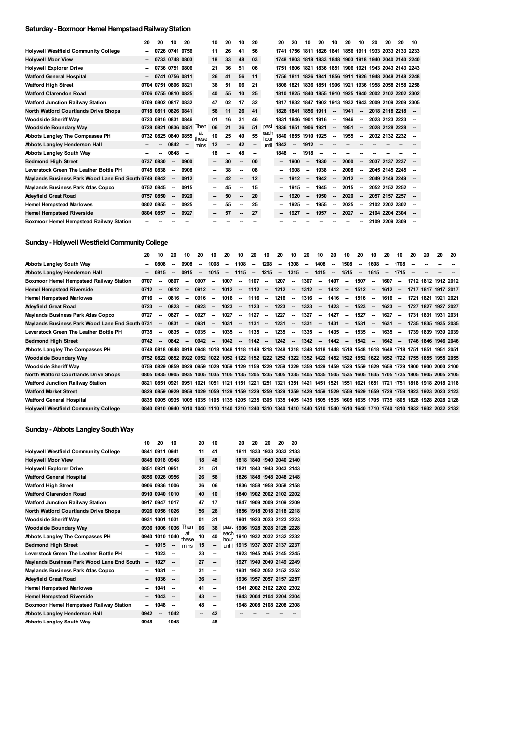## Saturday - Boxmoor Hemel Hempstead Railway Station

| | 20 | 20 | 10 | 20 | | 10 | 20 | 10 | 20 | | 20 | 20 | 10 | 20 | 10 | 20 | 10 | 20 | 20 | 20 | 10 |
|---|---|---|---|---|---|---|---|---|---|---|---|---|---|---|---|---|---|---|---|---|---|
| Holywell Westfield Community College | -- | 0726 | 0741 | 0756 | | 11 | 26 | 41 | 56 | | 1741 | 1756 | 1811 | 1826 | 1841 | 1856 | 1911 | 1933 | 2033 | 2133 | 2233 |
| Holywell Moor View | -- | 0733 | 0748 | 0803 | | 18 | 33 | 48 | 03 | | 1748 | 1803 | 1818 | 1833 | 1848 | 1903 | 1918 | 1940 | 2040 | 2140 | 2240 |
| Holywell Explorer Drive | -- | 0736 | 0751 | 0806 | | 21 | 36 | 51 | 06 | | 1751 | 1806 | 1821 | 1836 | 1851 | 1906 | 1921 | 1943 | 2043 | 2143 | 2243 |
| Watford General Hospital | -- | 0741 | 0756 | 0811 | | 26 | 41 | 56 | 11 | | 1756 | 1811 | 1826 | 1841 | 1856 | 1911 | 1926 | 1948 | 2048 | 2148 | 2248 |
| Watford High Street | 0704 | 0751 | 0806 | 0821 | | 36 | 51 | 06 | 21 | | 1806 | 1821 | 1836 | 1851 | 1906 | 1921 | 1936 | 1958 | 2058 | 2158 | 2258 |
| Watford Clarendon Road | 0706 | 0755 | 0810 | 0825 | | 40 | 55 | 10 | 25 | | 1810 | 1825 | 1840 | 1855 | 1910 | 1925 | 1940 | 2002 | 2102 | 2202 | 2302 |
| Watford Junction Railway Station | 0709 | 0802 | 0817 | 0832 | | 47 | 02 | 17 | 32 | | 1817 | 1832 | 1847 | 1902 | 1913 | 1932 | 1943 | 2009 | 2109 | 2209 | 2305 |
| North Watford Courtlands Drive Shops | 0718 | 0811 | 0826 | 0841 | | 56 | 11 | 26 | 41 | | 1826 | 1841 | 1856 | 1911 | -- | 1941 | -- | 2018 | 2118 | 2218 | -- |
| Woodside Sheriff Way | 0723 | 0816 | 0831 | 0846 | | 01 | 16 | 31 | 46 | | 1831 | 1846 | 1901 | 1916 | -- | 1946 | -- | 2023 | 2123 | 2223 | -- |
| Woodside Boundary Way | 0728 | 0821 | 0836 | 0851 | Then at these mins | 06 | 21 | 36 | 51 | past each hour until | 1836 | 1851 | 1906 | 1921 | -- | 1951 | -- | 2028 | 2128 | 2228 | -- |
| Abbots Langley The Compasses PH | 0732 | 0825 | 0840 | 0855 | | 10 | 25 | 40 | 55 | | 1840 | 1855 | 1910 | 1925 | -- | 1955 | -- | 2032 | 2132 | 2232 | -- |
| Abbots Langley Henderson Hall | -- | -- | 0842 | -- | | 12 | -- | 42 | -- | | 1842 | -- | 1912 | -- | -- | -- | -- | -- | -- | -- | -- |
| Abbots Langley South Way | -- | -- | 0848 | -- | | 18 | -- | 48 | -- | | 1848 | -- | 1918 | -- | -- | -- | -- | -- | -- | -- | -- |
| Bedmond High Street | 0737 | 0830 | -- | 0900 | | -- | 30 | -- | 00 | | -- | 1900 | -- | 1930 | -- | 2000 | -- | 2037 | 2137 | 2237 | -- |
| Leverstock Green The Leather Bottle PH | 0745 | 0838 | -- | 0908 | | -- | 38 | -- | 08 | | -- | 1908 | -- | 1938 | -- | 2008 | -- | 2045 | 2145 | 2245 | -- |
| Maylands Business Park Wood Lane End South | 0749 | 0842 | -- | 0912 | | -- | 42 | -- | 12 | | -- | 1912 | -- | 1942 | -- | 2012 | -- | 2049 | 2149 | 2249 | -- |
| Maylands Business Park Atlas Copco | 0752 | 0845 | -- | 0915 | | -- | 45 | -- | 15 | | -- | 1915 | -- | 1945 | -- | 2015 | -- | 2052 | 2152 | 2252 | -- |
| Adeyfield Great Road | 0757 | 0850 | -- | 0920 | | -- | 50 | -- | 20 | | -- | 1920 | -- | 1950 | -- | 2020 | -- | 2057 | 2157 | 2257 | -- |
| Hemel Hempstead Marlowes | 0802 | 0855 | -- | 0925 | | -- | 55 | -- | 25 | | -- | 1925 | -- | 1955 | -- | 2025 | -- | 2102 | 2202 | 2302 | -- |
| Hemel Hempstead Riverside | 0804 | 0857 | -- | 0927 | | -- | 57 | -- | 27 | | -- | 1927 | -- | 1957 | -- | 2027 | -- | 2104 | 2204 | 2304 | -- |
| Boxmoor Hemel Hempstead Railway Station | -- | -- | -- | -- | | -- | -- | -- | -- | | -- | -- | -- | -- | -- | -- | -- | 2109 | 2209 | 2309 | -- |

## Sunday - Holywell Westfield Community College

| | 20 | 10 | 20 | 10 | 20 | 10 | 20 | 10 | 20 | 10 | 20 | 10 | 20 | 10 | 20 | 10 | 20 | 10 | 20 | 10 | 20 | 20 | 20 | 20 |
|---|---|---|---|---|---|---|---|---|---|---|---|---|---|---|---|---|---|---|---|---|---|---|---|---|
| Abbots Langley South Way | -- | 0808 | -- | 0908 | -- | 1008 | -- | 1108 | -- | 1208 | -- | 1308 | -- | 1408 | -- | 1508 | -- | 1608 | -- | 1708 | -- | -- | -- | -- |
| Abbots Langley Henderson Hall | -- | 0815 | -- | 0915 | -- | 1015 | -- | 1115 | -- | 1215 | -- | 1315 | -- | 1415 | -- | 1515 | -- | 1615 | -- | 1715 | -- | -- | -- | -- |
| Boxmoor Hemel Hempstead Railway Station | 0707 | -- | 0807 | -- | 0907 | -- | 1007 | -- | 1107 | -- | 1207 | -- | 1307 | -- | 1407 | -- | 1507 | -- | 1607 | -- | 1712 | 1812 | 1912 | 2012 |
| Hemel Hempstead Riverside | 0712 | -- | 0812 | -- | 0912 | -- | 1012 | -- | 1112 | -- | 1212 | -- | 1312 | -- | 1412 | -- | 1512 | -- | 1612 | -- | 1717 | 1817 | 1917 | 2017 |
| Hemel Hempstead Marlowes | 0716 | -- | 0816 | -- | 0916 | -- | 1016 | -- | 1116 | -- | 1216 | -- | 1316 | -- | 1416 | -- | 1516 | -- | 1616 | -- | 1721 | 1821 | 1921 | 2021 |
| Adeyfield Great Road | 0723 | -- | 0823 | -- | 0923 | -- | 1023 | -- | 1123 | -- | 1223 | -- | 1323 | -- | 1423 | -- | 1523 | -- | 1623 | -- | 1727 | 1827 | 1927 | 2027 |
| Maylands Business Park Atlas Copco | 0727 | -- | 0827 | -- | 0927 | -- | 1027 | -- | 1127 | -- | 1227 | -- | 1327 | -- | 1427 | -- | 1527 | -- | 1627 | -- | 1731 | 1831 | 1931 | 2031 |
| Maylands Business Park Wood Lane End South | 0731 | -- | 0831 | -- | 0931 | -- | 1031 | -- | 1131 | -- | 1231 | -- | 1331 | -- | 1431 | -- | 1531 | -- | 1631 | -- | 1735 | 1835 | 1935 | 2035 |
| Leverstock Green The Leather Bottle PH | 0735 | -- | 0835 | -- | 0935 | -- | 1035 | -- | 1135 | -- | 1235 | -- | 1335 | -- | 1435 | -- | 1535 | -- | 1635 | -- | 1739 | 1839 | 1939 | 2039 |
| Bedmond High Street | 0742 | -- | 0842 | -- | 0942 | -- | 1042 | -- | 1142 | -- | 1242 | -- | 1342 | -- | 1442 | -- | 1542 | -- | 1642 | -- | 1746 | 1846 | 1946 | 2046 |
| Abbots Langley The Compasses PH | 0748 | 0818 | 0848 | 0918 | 0948 | 1018 | 1048 | 1118 | 1148 | 1218 | 1248 | 1318 | 1348 | 1418 | 1448 | 1518 | 1548 | 1618 | 1648 | 1718 | 1751 | 1851 | 1951 | 2051 |
| Woodside Boundary Way | 0752 | 0822 | 0852 | 0922 | 0952 | 1022 | 1052 | 1122 | 1152 | 1222 | 1252 | 1322 | 1352 | 1422 | 1452 | 1522 | 1552 | 1622 | 1652 | 1722 | 1755 | 1855 | 1955 | 2055 |
| Woodside Sheriff Way | 0759 | 0829 | 0859 | 0929 | 0959 | 1029 | 1059 | 1129 | 1159 | 1229 | 1259 | 1329 | 1359 | 1429 | 1459 | 1529 | 1559 | 1629 | 1659 | 1729 | 1800 | 1900 | 2000 | 2100 |
| North Watford Courtlands Drive Shops | 0805 | 0835 | 0905 | 0935 | 1005 | 1035 | 1105 | 1135 | 1205 | 1235 | 1305 | 1335 | 1405 | 1435 | 1505 | 1535 | 1605 | 1635 | 1705 | 1735 | 1805 | 1905 | 2005 | 2105 |
| Watford Junction Railway Station | 0821 | 0851 | 0921 | 0951 | 1021 | 1051 | 1121 | 1151 | 1221 | 1251 | 1321 | 1351 | 1421 | 1451 | 1521 | 1551 | 1621 | 1651 | 1721 | 1751 | 1818 | 1918 | 2018 | 2118 |
| Watford Market Street | 0829 | 0859 | 0929 | 0959 | 1029 | 1059 | 1129 | 1159 | 1229 | 1259 | 1329 | 1359 | 1429 | 1459 | 1529 | 1559 | 1629 | 1659 | 1729 | 1759 | 1823 | 1923 | 2023 | 2123 |
| Watford General Hospital | 0835 | 0905 | 0935 | 1005 | 1035 | 1105 | 1135 | 1205 | 1235 | 1305 | 1335 | 1405 | 1435 | 1505 | 1535 | 1605 | 1635 | 1705 | 1735 | 1805 | 1828 | 1928 | 2028 | 2128 |
| Holywell Westfield Community College | 0840 | 0910 | 0940 | 1010 | 1040 | 1110 | 1140 | 1210 | 1240 | 1310 | 1340 | 1410 | 1440 | 1510 | 1540 | 1610 | 1640 | 1710 | 1740 | 1810 | 1832 | 1932 | 2032 | 2132 |

## Sunday - Abbots Langley South Way

| | 10 | 20 | 10 | | 20 | 10 | | 20 | 20 | 20 | 20 | 20 |
|---|---|---|---|---|---|---|---|---|---|---|---|---|
| Holywell Westfield Community College | 0841 | 0911 | 0941 | | 11 | 41 | | 1811 | 1833 | 1933 | 2033 | 2133 |
| Holywell Moor View | 0848 | 0918 | 0948 | | 18 | 48 | | 1818 | 1840 | 1940 | 2040 | 2140 |
| Holywell Explorer Drive | 0851 | 0921 | 0951 | | 21 | 51 | | 1821 | 1843 | 1943 | 2043 | 2143 |
| Watford General Hospital | 0856 | 0926 | 0956 | | 26 | 56 | | 1826 | 1848 | 1948 | 2048 | 2148 |
| Watford High Street | 0906 | 0936 | 1006 | | 36 | 06 | | 1836 | 1858 | 1958 | 2058 | 2158 |
| Watford Clarendon Road | 0910 | 0940 | 1010 | | 40 | 10 | | 1840 | 1902 | 2002 | 2102 | 2202 |
| Watford Junction Railway Station | 0917 | 0947 | 1017 | | 47 | 17 | | 1847 | 1909 | 2009 | 2109 | 2209 |
| North Watford Courtlands Drive Shops | 0926 | 0956 | 1026 | | 56 | 26 | | 1856 | 1918 | 2018 | 2118 | 2218 |
| Woodside Sheriff Way | 0931 | 1001 | 1031 | | 01 | 31 | | 1901 | 1923 | 2023 | 2123 | 2223 |
| Woodside Boundary Way | 0936 | 1006 | 1036 | Then at these mins | 06 | 36 | past each hour until | 1906 | 1928 | 2028 | 2128 | 2228 |
| Abbots Langley The Compasses PH | 0940 | 1010 | 1040 | | 10 | 40 | | 1910 | 1932 | 2032 | 2132 | 2232 |
| Bedmond High Street | -- | 1015 | -- | | 15 | -- | | 1915 | 1937 | 2037 | 2137 | 2237 |
| Leverstock Green The Leather Bottle PH | -- | 1023 | -- | | 23 | -- | | 1923 | 1945 | 2045 | 2145 | 2245 |
| Maylands Business Park Wood Lane End South | -- | 1027 | -- | | 27 | -- | | 1927 | 1949 | 2049 | 2149 | 2249 |
| Maylands Business Park Atlas Copco | -- | 1031 | -- | | 31 | -- | | 1931 | 1952 | 2052 | 2152 | 2252 |
| Adeyfield Great Road | -- | 1036 | -- | | 36 | -- | | 1936 | 1957 | 2057 | 2157 | 2257 |
| Hemel Hempstead Marlowes | -- | 1041 | -- | | 41 | -- | | 1941 | 2002 | 2102 | 2202 | 2302 |
| Hemel Hempstead Riverside | -- | 1043 | -- | | 43 | -- | | 1943 | 2004 | 2104 | 2204 | 2304 |
| Boxmoor Hemel Hempstead Railway Station | -- | 1048 | -- | | 48 | -- | | 1948 | 2008 | 2108 | 2208 | 2308 |
| Abbots Langley Henderson Hall | 0942 | -- | 1042 | | -- | 42 | | -- | -- | -- | -- | -- |
| Abbots Langley South Way | 0948 | -- | 1048 | | -- | 48 | | -- | -- | -- | -- | -- |